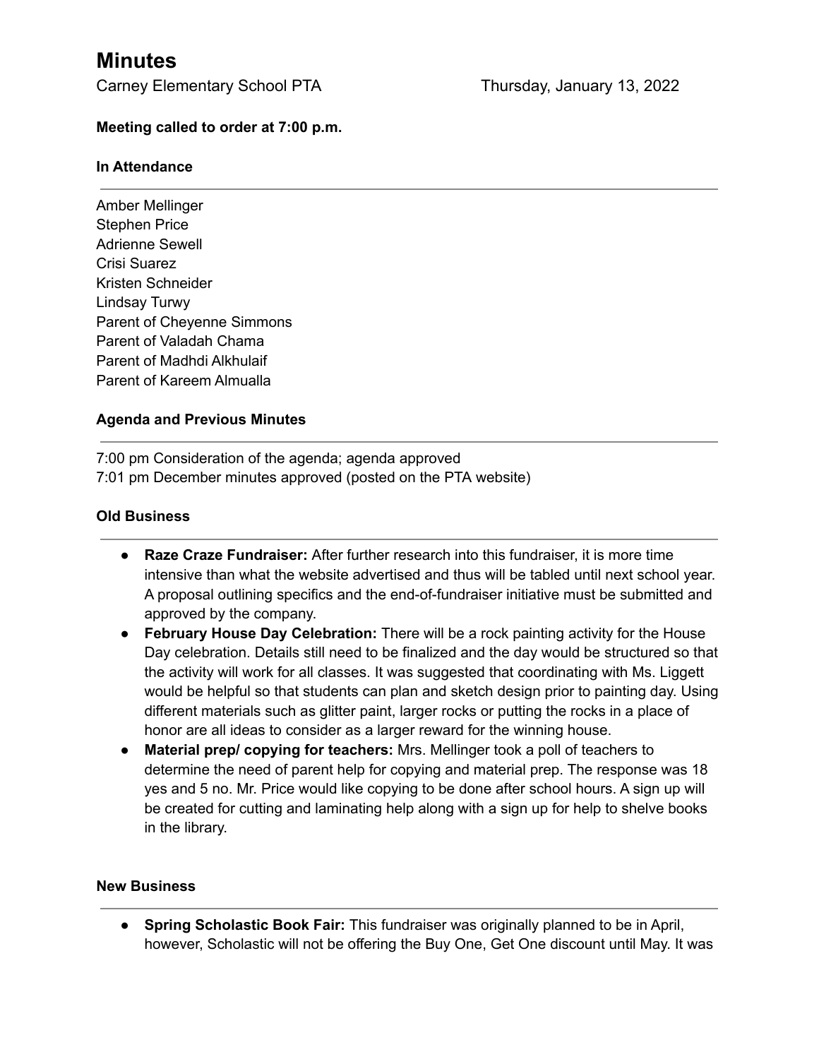# Minutes

Carney Elementary School PTA Thursday, January 13, 2022

**Meeting called to order at 7:00 p.m.**

### In Attendance

---

Amber Mellinger
Stephen Price
Adrienne Sewell
Crisi Suarez
Kristen Schneider
Lindsay Turwy
Parent of Cheyenne Simmons
Parent of Valadah Chama
Parent of Madhdi Alkhulaif
Parent of Kareem Almualla

### Agenda and Previous Minutes

---

7:00 pm Consideration of the agenda; agenda approved
7:01 pm December minutes approved (posted on the PTA website)

### Old Business

---

- **Raze Craze Fundraiser:** After further research into this fundraiser, it is more time intensive than what the website advertised and thus will be tabled until next school year. A proposal outlining specifics and the end-of-fundraiser initiative must be submitted and approved by the company.
- **February House Day Celebration:** There will be a rock painting activity for the House Day celebration. Details still need to be finalized and the day would be structured so that the activity will work for all classes. It was suggested that coordinating with Ms. Liggett would be helpful so that students can plan and sketch design prior to painting day. Using different materials such as glitter paint, larger rocks or putting the rocks in a place of honor are all ideas to consider as a larger reward for the winning house.
- **Material prep/ copying for teachers:** Mrs. Mellinger took a poll of teachers to determine the need of parent help for copying and material prep. The response was 18 yes and 5 no. Mr. Price would like copying to be done after school hours. A sign up will be created for cutting and laminating help along with a sign up for help to shelve books in the library.

### New Business

---

- **Spring Scholastic Book Fair:** This fundraiser was originally planned to be in April, however, Scholastic will not be offering the Buy One, Get One discount until May. It was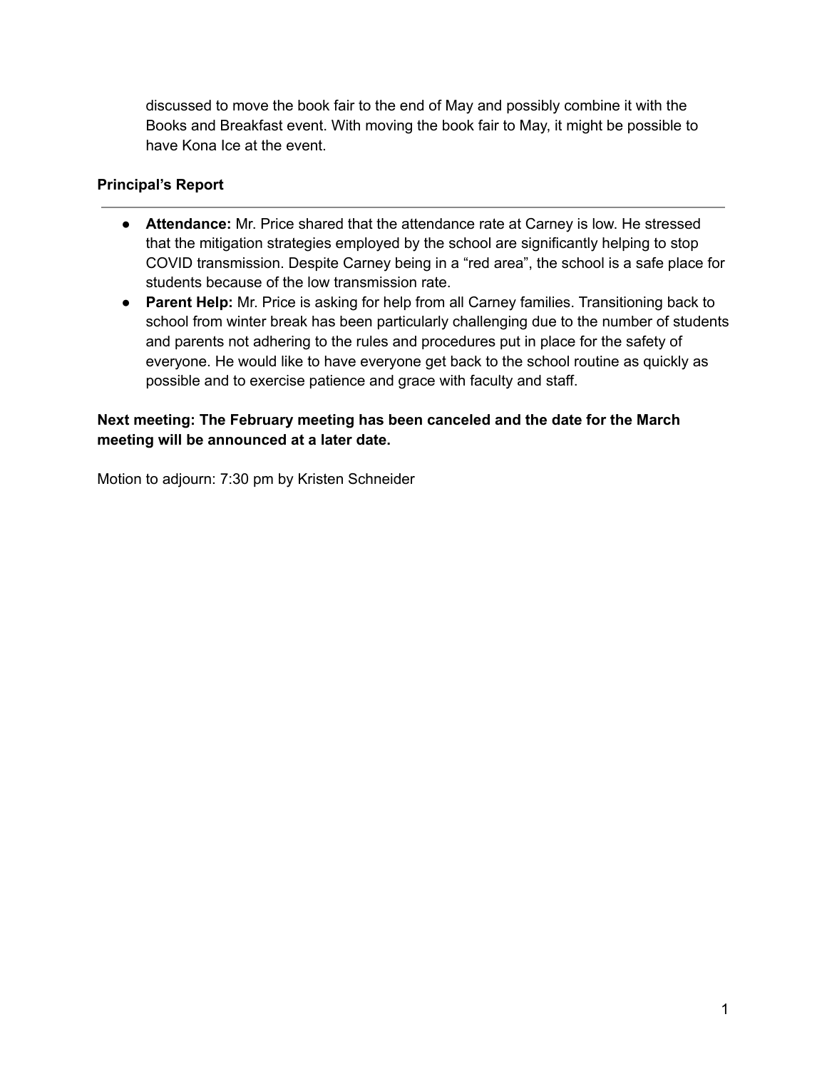discussed to move the book fair to the end of May and possibly combine it with the Books and Breakfast event. With moving the book fair to May, it might be possible to have Kona Ice at the event.

**Principal's Report**

---

- **Attendance:** Mr. Price shared that the attendance rate at Carney is low. He stressed that the mitigation strategies employed by the school are significantly helping to stop COVID transmission. Despite Carney being in a "red area", the school is a safe place for students because of the low transmission rate.
- **Parent Help:** Mr. Price is asking for help from all Carney families. Transitioning back to school from winter break has been particularly challenging due to the number of students and parents not adhering to the rules and procedures put in place for the safety of everyone. He would like to have everyone get back to the school routine as quickly as possible and to exercise patience and grace with faculty and staff.

**Next meeting: The February meeting has been canceled and the date for the March meeting will be announced at a later date.**

Motion to adjourn: 7:30 pm by Kristen Schneider